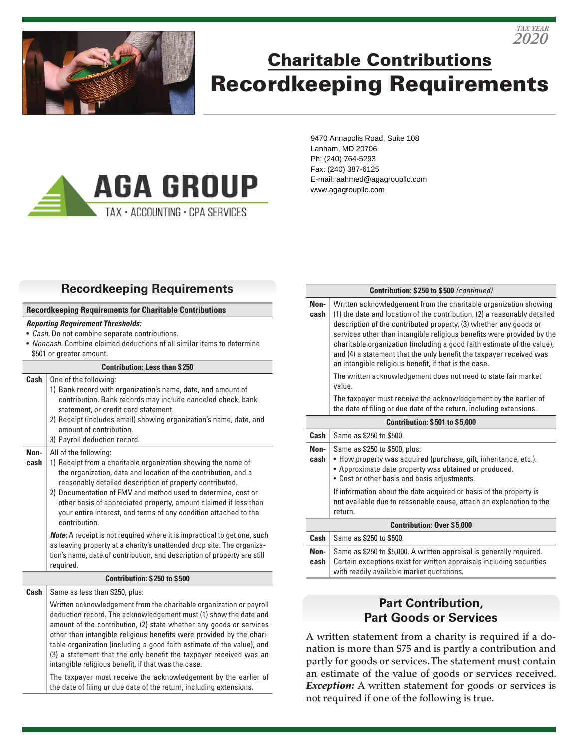TAX YEAR 2020

# Charitable Contributions
# Recordkeeping Requirements

AGA GROUP
TAX • ACCOUNTING • CPA SERVICES

9470 Annapolis Road, Suite 108
Lanham, MD 20706
Ph: (240) 764-5293
Fax: (240) 387-6125
E-mail: aahmed@agagroupllc.com
www.agagroupllc.com

## Recordkeeping Requirements

**Recordkeeping Requirements for Charitable Contributions**

***Reporting Requirement Thresholds:***

- *Cash.* Do not combine separate contributions.
- *Noncash.* Combine claimed deductions of all similar items to determine $501 or greater amount.

| | |
|---|---|
| **Contribution: Less than $250** | |
| **Cash** | One of the following:<br>1) Bank record with organization's name, date, and amount of contribution. Bank records may include canceled check, bank statement, or credit card statement.<br>2) Receipt (includes email) showing organization's name, date, and amount of contribution.<br>3) Payroll deduction record. |
| **Non-cash** | All of the following:<br>1) Receipt from a charitable organization showing the name of the organization, date and location of the contribution, and a reasonably detailed description of property contributed.<br>2) Documentation of FMV and method used to determine, cost or other basis of appreciated property, amount claimed if less than your entire interest, and terms of any condition attached to the contribution.<br>***Note:*** A receipt is not required where it is impractical to get one, such as leaving property at a charity's unattended drop site. The organization's name, date of contribution, and description of property are still required. |
| **Contribution: $250 to $500** | |
| **Cash** | Same as less than $250, plus:<br>Written acknowledgement from the charitable organization or payroll deduction record. The acknowledgement must (1) show the date and amount of the contribution, (2) state whether any goods or services other than intangible religious benefits were provided by the charitable organization (including a good faith estimate of the value), and (3) a statement that the only benefit the taxpayer received was an intangible religious benefit, if that was the case.<br>The taxpayer must receive the acknowledgement by the earlier of the date of filing or due date of the return, including extensions. |
| **Non-cash** | Written acknowledgement from the charitable organization showing (1) the date and location of the contribution, (2) a reasonably detailed description of the contributed property, (3) whether any goods or services other than intangible religious benefits were provided by the charitable organization (including a good faith estimate of the value), and (4) a statement that the only benefit the taxpayer received was an intangible religious benefit, if that is the case.<br>The written acknowledgement does not need to state fair market value.<br>The taxpayer must receive the acknowledgement by the earlier of the date of filing or due date of the return, including extensions. |
| **Contribution: $501 to $5,000** | |
| **Cash** | Same as $250 to $500. |
| **Non-cash** | Same as $250 to $500, plus:<br>• How property was acquired (purchase, gift, inheritance, etc.).<br>• Approximate date property was obtained or produced.<br>• Cost or other basis and basis adjustments.<br>If information about the date acquired or basis of the property is not available due to reasonable cause, attach an explanation to the return. |
| **Contribution: Over $5,000** | |
| **Cash** | Same as $250 to $500. |
| **Non-cash** | Same as $250 to $5,000. A written appraisal is generally required. Certain exceptions exist for written appraisals including securities with readily available market quotations. |

## Part Contribution, Part Goods or Services

A written statement from a charity is required if a donation is more than $75 and is partly a contribution and partly for goods or services. The statement must contain an estimate of the value of goods or services received. ***Exception:*** A written statement for goods or services is not required if one of the following is true.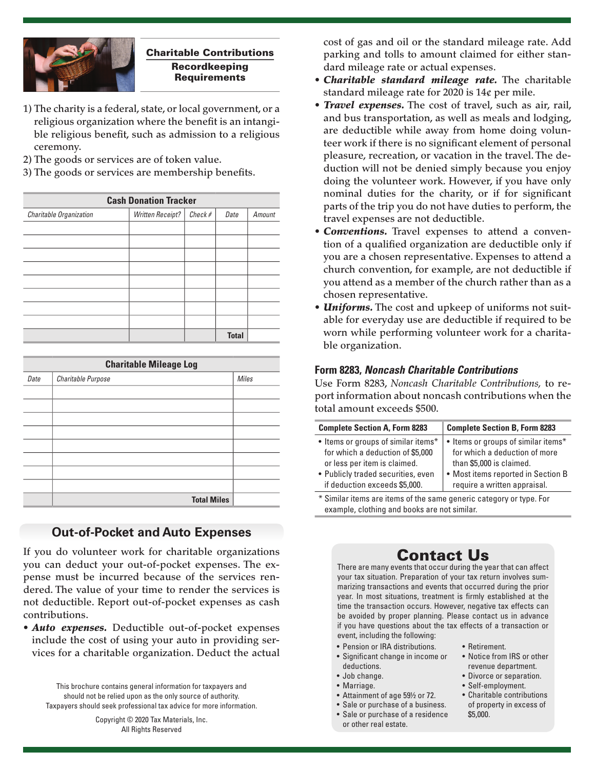## Charitable Contributions

### Recordkeeping Requirements

1) The charity is a federal, state, or local government, or a religious organization where the benefit is an intangible religious benefit, such as admission to a religious ceremony.
2) The goods or services are of token value.
3) The goods or services are membership benefits.

**Cash Donation Tracker**

| Charitable Organization | Written Receipt? | Check # | Date | Amount |
|---|---|---|---|---|
| | | | | |
| | | | | |
| | | | | |
| | | | | |
| | | | | |
| | | | | |
| | | | | |
| | | | | |
| | | | **Total** | |

**Charitable Mileage Log**

| Date | Charitable Purpose | Miles |
|---|---|---|
| | | |
| | | |
| | | |
| | | |
| | | |
| | | |
| | | |
| | | |
| | **Total Miles** | |

## Out-of-Pocket and Auto Expenses

If you do volunteer work for charitable organizations you can deduct your out-of-pocket expenses. The expense must be incurred because of the services rendered. The value of your time to render the services is not deductible. Report out-of-pocket expenses as cash contributions.

- ***Auto expenses.*** Deductible out-of-pocket expenses include the cost of using your auto in providing services for a charitable organization. Deduct the actual cost of gas and oil or the standard mileage rate. Add parking and tolls to amount claimed for either standard mileage rate or actual expenses.
- ***Charitable standard mileage rate.*** The charitable standard mileage rate for 2020 is 14¢ per mile.
- ***Travel expenses.*** The cost of travel, such as air, rail, and bus transportation, as well as meals and lodging, are deductible while away from home doing volunteer work if there is no significant element of personal pleasure, recreation, or vacation in the travel. The deduction will not be denied simply because you enjoy doing the volunteer work. However, if you have only nominal duties for the charity, or if for significant parts of the trip you do not have duties to perform, the travel expenses are not deductible.
- ***Conventions.*** Travel expenses to attend a convention of a qualified organization are deductible only if you are a chosen representative. Expenses to attend a church convention, for example, are not deductible if you attend as a member of the church rather than as a chosen representative.
- ***Uniforms.*** The cost and upkeep of uniforms not suitable for everyday use are deductible if required to be worn while performing volunteer work for a charitable organization.

### Form 8283, *Noncash Charitable Contributions*

Use Form 8283, *Noncash Charitable Contributions,* to report information about noncash contributions when the total amount exceeds $500.

| Complete Section A, Form 8283 | Complete Section B, Form 8283 |
|---|---|
| • Items or groups of similar items* for which a deduction of $5,000 or less per item is claimed.<br>• Publicly traded securities, even if deduction exceeds $5,000. | • Items or groups of similar items* for which a deduction of more than $5,000 is claimed.<br>• Most items reported in Section B require a written appraisal. |

\* Similar items are items of the same generic category or type. For example, clothing and books are not similar.

## Contact Us

There are many events that occur during the year that can affect your tax situation. Preparation of your tax return involves summarizing transactions and events that occurred during the prior year. In most situations, treatment is firmly established at the time the transaction occurs. However, negative tax effects can be avoided by proper planning. Please contact us in advance if you have questions about the tax effects of a transaction or event, including the following:

- Pension or IRA distributions.
- Significant change in income or deductions.
- Job change.
- Marriage.
- Attainment of age 59½ or 72.
- Sale or purchase of a business.
- Sale or purchase of a residence or other real estate.
- Retirement.
- Notice from IRS or other revenue department.
- Divorce or separation.
- Self-employment.
- Charitable contributions of property in excess of $5,000.

This brochure contains general information for taxpayers and should not be relied upon as the only source of authority. Taxpayers should seek professional tax advice for more information.

Copyright © 2020 Tax Materials, Inc.
All Rights Reserved